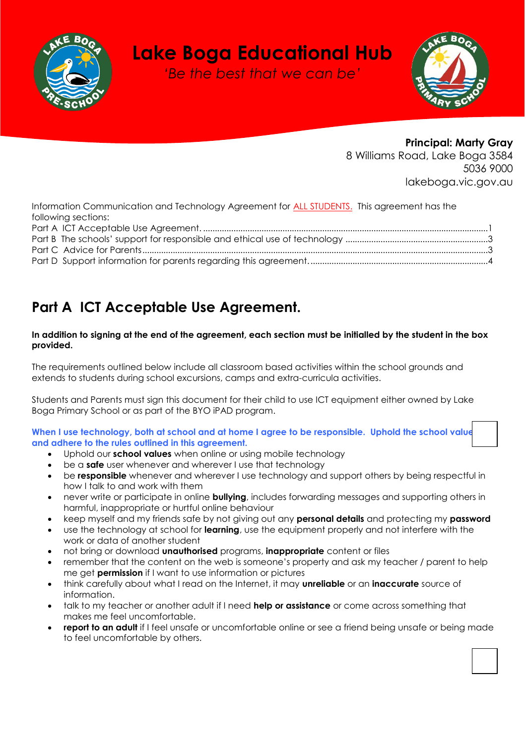# Lake Boga Educational Hub

*'Be the best that we can be'*

**Principal: Marty Gray**
8 Williams Road, Lake Boga 3584
5036 9000
lakeboga.vic.gov.au

Information Communication and Technology Agreement for ALL STUDENTS. This agreement has the following sections:

Part A ICT Acceptable Use Agreement. ........................................................................................................1
Part B The schools' support for responsible and ethical use of technology ............................................................3
Part C Advice for Parents ...................................................................................................................................3
Part D Support information for parents regarding this agreement. ...........................................................................4

## Part A ICT Acceptable Use Agreement.

**In addition to signing at the end of the agreement, each section must be initialled by the student in the box provided.**

The requirements outlined below include all classroom based activities within the school grounds and extends to students during school excursions, camps and extra-curricula activities.

Students and Parents must sign this document for their child to use ICT equipment either owned by Lake Boga Primary School or as part of the BYO iPAD program.

**When I use technology, both at school and at home I agree to be responsible. Uphold the school value and adhere to the rules outlined in this agreement.**

- Uphold our **school values** when online or using mobile technology
- be a **safe** user whenever and wherever I use that technology
- be **responsible** whenever and wherever I use technology and support others by being respectful in how I talk to and work with them
- never write or participate in online **bullying**, includes forwarding messages and supporting others in harmful, inappropriate or hurtful online behaviour
- keep myself and my friends safe by not giving out any **personal details** and protecting my **password**
- use the technology at school for **learning**, use the equipment properly and not interfere with the work or data of another student
- not bring or download **unauthorised** programs, **inappropriate** content or files
- remember that the content on the web is someone's property and ask my teacher / parent to help me get **permission** if I want to use information or pictures
- think carefully about what I read on the Internet, it may **unreliable** or an **inaccurate** source of information.
- talk to my teacher or another adult if I need **help or assistance** or come across something that makes me feel uncomfortable.
- **report to an adult** if I feel unsafe or uncomfortable online or see a friend being unsafe or being made to feel uncomfortable by others.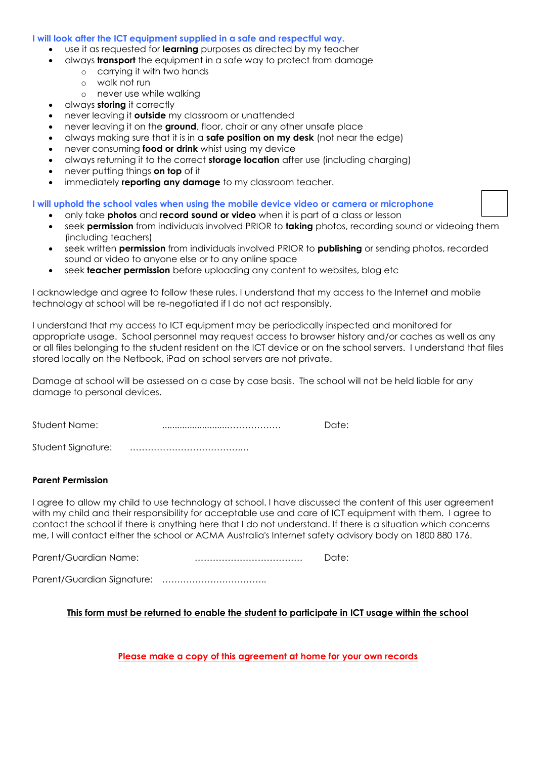**I will look after the ICT equipment supplied in a safe and respectful way.**

- use it as requested for **learning** purposes as directed by my teacher
- always **transport** the equipment in a safe way to protect from damage
  - carrying it with two hands
  - walk not run
  - never use while walking
- always **storing** it correctly
- never leaving it **outside** my classroom or unattended
- never leaving it on the **ground**, floor, chair or any other unsafe place
- always making sure that it is in a **safe position on my desk** (not near the edge)
- never consuming **food or drink** whist using my device
- always returning it to the correct **storage location** after use (including charging)
- never putting things **on top** of it
- immediately **reporting any damage** to my classroom teacher.

**I will uphold the school vales when using the mobile device video or camera or microphone**

- only take **photos** and **record sound or video** when it is part of a class or lesson
- seek **permission** from individuals involved PRIOR to **taking** photos, recording sound or videoing them (including teachers)
- seek written **permission** from individuals involved PRIOR to **publishing** or sending photos, recorded sound or video to anyone else or to any online space
- seek **teacher permission** before uploading any content to websites, blog etc

I acknowledge and agree to follow these rules. I understand that my access to the Internet and mobile technology at school will be re-negotiated if I do not act responsibly.

I understand that my access to ICT equipment may be periodically inspected and monitored for appropriate usage. School personnel may request access to browser history and/or caches as well as any or all files belonging to the student resident on the ICT device or on the school servers. I understand that files stored locally on the Netbook, iPad on school servers are not private.

Damage at school will be assessed on a case by case basis. The school will not be held liable for any damage to personal devices.

Student Name: ......................................... Date:

Student Signature: .........................................

**Parent Permission**

I agree to allow my child to use technology at school. I have discussed the content of this user agreement with my child and their responsibility for acceptable use and care of ICT equipment with them. I agree to contact the school if there is anything here that I do not understand. If there is a situation which concerns me, I will contact either the school or ACMA Australia's Internet safety advisory body on 1800 880 176.

Parent/Guardian Name: ......................................... Date:

Parent/Guardian Signature: .........................................

**This form must be returned to enable the student to participate in ICT usage within the school**

**Please make a copy of this agreement at home for your own records**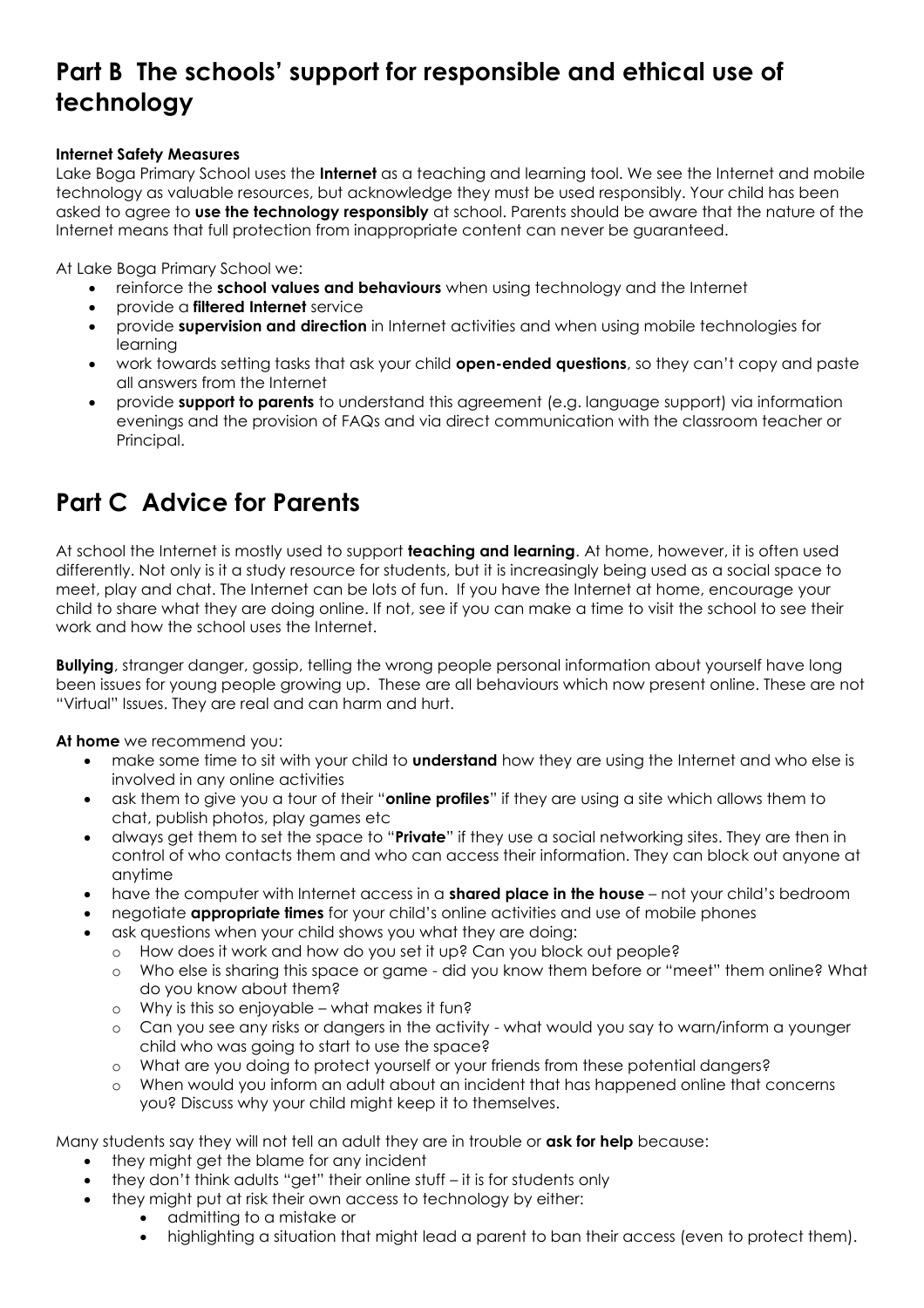# Part B The schools' support for responsible and ethical use of technology

**Internet Safety Measures**

Lake Boga Primary School uses the **Internet** as a teaching and learning tool. We see the Internet and mobile technology as valuable resources, but acknowledge they must be used responsibly. Your child has been asked to agree to **use the technology responsibly** at school. Parents should be aware that the nature of the Internet means that full protection from inappropriate content can never be guaranteed.

At Lake Boga Primary School we:

- reinforce the **school values and behaviours** when using technology and the Internet
- provide a **filtered Internet** service
- provide **supervision and direction** in Internet activities and when using mobile technologies for learning
- work towards setting tasks that ask your child **open-ended questions**, so they can't copy and paste all answers from the Internet
- provide **support to parents** to understand this agreement (e.g. language support) via information evenings and the provision of FAQs and via direct communication with the classroom teacher or Principal.

# Part C Advice for Parents

At school the Internet is mostly used to support **teaching and learning**. At home, however, it is often used differently. Not only is it a study resource for students, but it is increasingly being used as a social space to meet, play and chat. The Internet can be lots of fun. If you have the Internet at home, encourage your child to share what they are doing online. If not, see if you can make a time to visit the school to see their work and how the school uses the Internet.

**Bullying**, stranger danger, gossip, telling the wrong people personal information about yourself have long been issues for young people growing up. These are all behaviours which now present online. These are not "Virtual" Issues. They are real and can harm and hurt.

**At home** we recommend you:

- make some time to sit with your child to **understand** how they are using the Internet and who else is involved in any online activities
- ask them to give you a tour of their "**online profiles**" if they are using a site which allows them to chat, publish photos, play games etc
- always get them to set the space to "**Private**" if they use a social networking sites. They are then in control of who contacts them and who can access their information. They can block out anyone at anytime
- have the computer with Internet access in a **shared place in the house** – not your child's bedroom
- negotiate **appropriate times** for your child's online activities and use of mobile phones
- ask questions when your child shows you what they are doing:
  - How does it work and how do you set it up? Can you block out people?
  - Who else is sharing this space or game - did you know them before or "meet" them online? What do you know about them?
  - Why is this so enjoyable – what makes it fun?
  - Can you see any risks or dangers in the activity - what would you say to warn/inform a younger child who was going to start to use the space?
  - What are you doing to protect yourself or your friends from these potential dangers?
  - When would you inform an adult about an incident that has happened online that concerns you? Discuss why your child might keep it to themselves.

Many students say they will not tell an adult they are in trouble or **ask for help** because:

- they might get the blame for any incident
- they don't think adults "get" their online stuff – it is for students only
- they might put at risk their own access to technology by either:
  - admitting to a mistake or
  - highlighting a situation that might lead a parent to ban their access (even to protect them).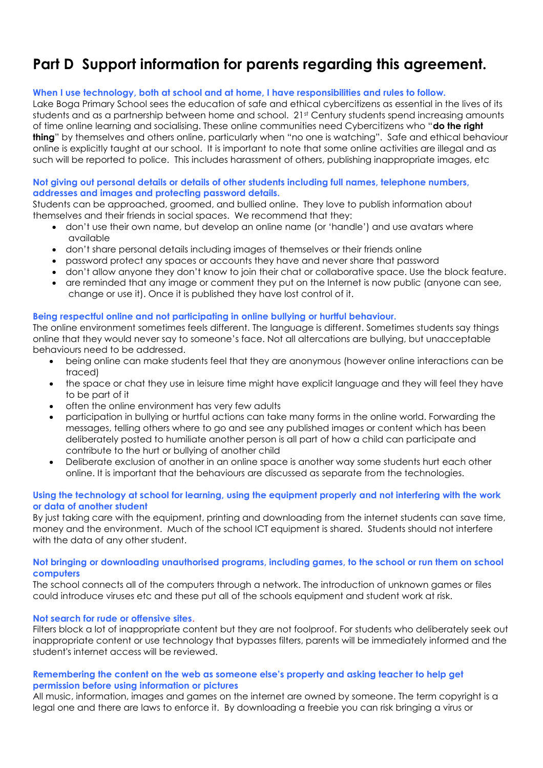# Part D Support information for parents regarding this agreement.

**When I use technology, both at school and at home, I have responsibilities and rules to follow.**

Lake Boga Primary School sees the education of safe and ethical cybercitizens as essential in the lives of its students and as a partnership between home and school. 21st Century students spend increasing amounts of time online learning and socialising. These online communities need Cybercitizens who "**do the right thing**" by themselves and others online, particularly when "no one is watching". Safe and ethical behaviour online is explicitly taught at our school. It is important to note that some online activities are illegal and as such will be reported to police. This includes harassment of others, publishing inappropriate images, etc

**Not giving out personal details or details of other students including full names, telephone numbers, addresses and images and protecting password details.**

Students can be approached, groomed, and bullied online. They love to publish information about themselves and their friends in social spaces. We recommend that they:

- don't use their own name, but develop an online name (or 'handle') and use avatars where available
- don't share personal details including images of themselves or their friends online
- password protect any spaces or accounts they have and never share that password
- don't allow anyone they don't know to join their chat or collaborative space. Use the block feature.
- are reminded that any image or comment they put on the Internet is now public (anyone can see, change or use it). Once it is published they have lost control of it.

**Being respectful online and not participating in online bullying or hurtful behaviour.**

The online environment sometimes feels different. The language is different. Sometimes students say things online that they would never say to someone's face. Not all altercations are bullying, but unacceptable behaviours need to be addressed.

- being online can make students feel that they are anonymous (however online interactions can be traced)
- the space or chat they use in leisure time might have explicit language and they will feel they have to be part of it
- often the online environment has very few adults
- participation in bullying or hurtful actions can take many forms in the online world. Forwarding the messages, telling others where to go and see any published images or content which has been deliberately posted to humiliate another person is all part of how a child can participate and contribute to the hurt or bullying of another child
- Deliberate exclusion of another in an online space is another way some students hurt each other online. It is important that the behaviours are discussed as separate from the technologies.

**Using the technology at school for learning, using the equipment properly and not interfering with the work or data of another student**

By just taking care with the equipment, printing and downloading from the internet students can save time, money and the environment. Much of the school ICT equipment is shared. Students should not interfere with the data of any other student.

**Not bringing or downloading unauthorised programs, including games, to the school or run them on school computers**

The school connects all of the computers through a network. The introduction of unknown games or files could introduce viruses etc and these put all of the schools equipment and student work at risk.

**Not search for rude or offensive sites.**

Filters block a lot of inappropriate content but they are not foolproof. For students who deliberately seek out inappropriate content or use technology that bypasses filters, parents will be immediately informed and the student's internet access will be reviewed.

**Remembering the content on the web as someone else's property and asking teacher to help get permission before using information or pictures**

All music, information, images and games on the internet are owned by someone. The term copyright is a legal one and there are laws to enforce it. By downloading a freebie you can risk bringing a virus or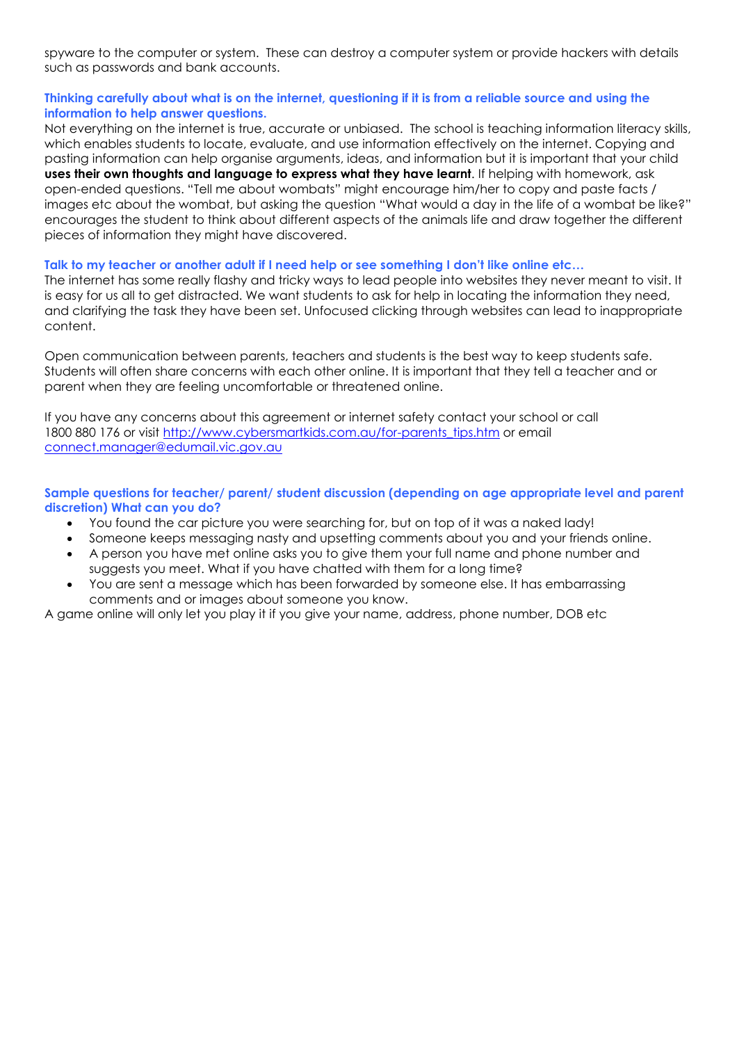spyware to the computer or system. These can destroy a computer system or provide hackers with details such as passwords and bank accounts.

**Thinking carefully about what is on the internet, questioning if it is from a reliable source and using the information to help answer questions.**

Not everything on the internet is true, accurate or unbiased. The school is teaching information literacy skills, which enables students to locate, evaluate, and use information effectively on the internet. Copying and pasting information can help organise arguments, ideas, and information but it is important that your child **uses their own thoughts and language to express what they have learnt**. If helping with homework, ask open-ended questions. "Tell me about wombats" might encourage him/her to copy and paste facts / images etc about the wombat, but asking the question "What would a day in the life of a wombat be like?" encourages the student to think about different aspects of the animals life and draw together the different pieces of information they might have discovered.

**Talk to my teacher or another adult if I need help or see something I don't like online etc…**

The internet has some really flashy and tricky ways to lead people into websites they never meant to visit. It is easy for us all to get distracted. We want students to ask for help in locating the information they need, and clarifying the task they have been set. Unfocused clicking through websites can lead to inappropriate content.

Open communication between parents, teachers and students is the best way to keep students safe. Students will often share concerns with each other online. It is important that they tell a teacher and or parent when they are feeling uncomfortable or threatened online.

If you have any concerns about this agreement or internet safety contact your school or call 1800 880 176 or visit http://www.cybersmartkids.com.au/for-parents_tips.htm or email connect.manager@edumail.vic.gov.au

**Sample questions for teacher/ parent/ student discussion (depending on age appropriate level and parent discretion) What can you do?**

- You found the car picture you were searching for, but on top of it was a naked lady!
- Someone keeps messaging nasty and upsetting comments about you and your friends online.
- A person you have met online asks you to give them your full name and phone number and suggests you meet. What if you have chatted with them for a long time?
- You are sent a message which has been forwarded by someone else. It has embarrassing comments and or images about someone you know.

A game online will only let you play it if you give your name, address, phone number, DOB etc